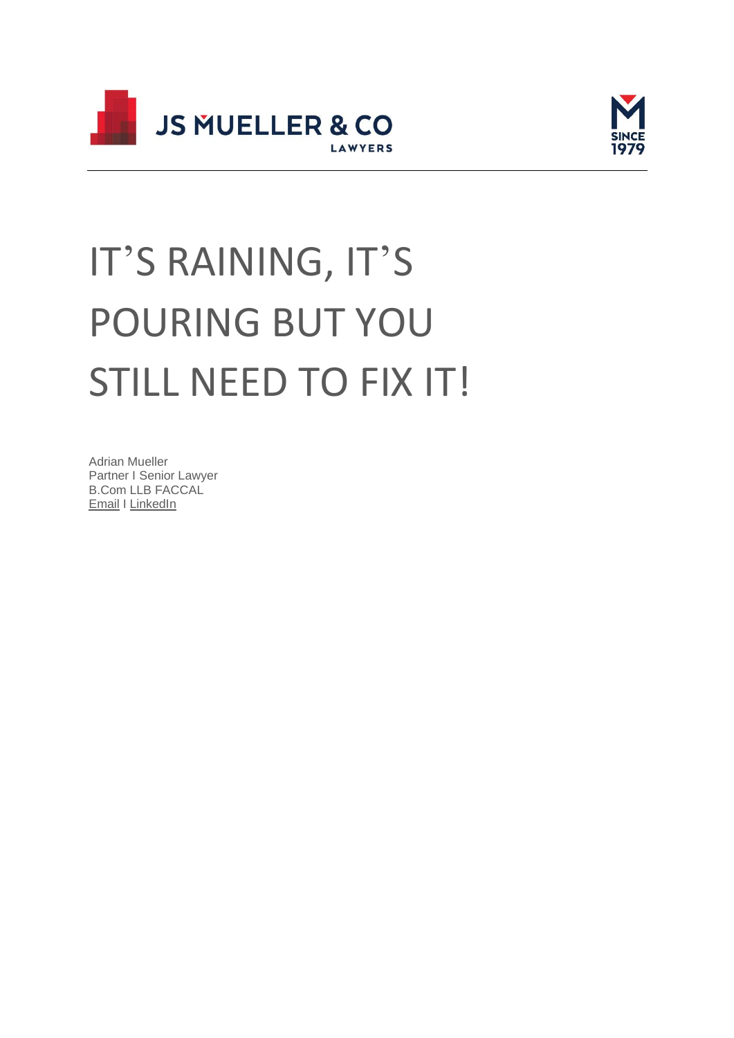# IT'S RAINING, IT'S POURING BUT YOU STILL NEED TO FIX IT!

Adrian Mueller
Partner I Senior Lawyer
B.Com LLB FACCAL
Email I LinkedIn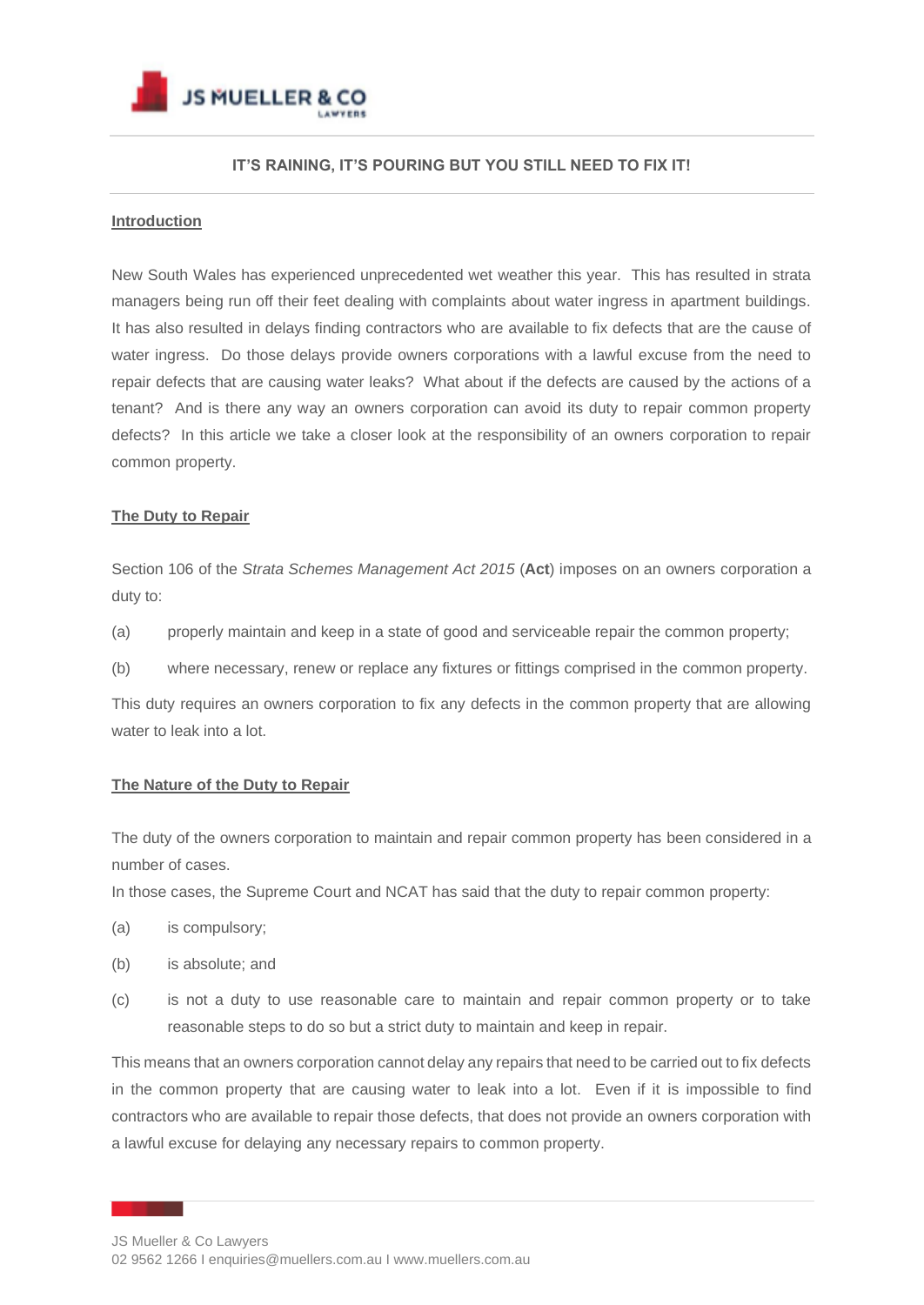**IT'S RAINING, IT'S POURING BUT YOU STILL NEED TO FIX IT!**

## Introduction

New South Wales has experienced unprecedented wet weather this year. This has resulted in strata managers being run off their feet dealing with complaints about water ingress in apartment buildings. It has also resulted in delays finding contractors who are available to fix defects that are the cause of water ingress. Do those delays provide owners corporations with a lawful excuse from the need to repair defects that are causing water leaks? What about if the defects are caused by the actions of a tenant? And is there any way an owners corporation can avoid its duty to repair common property defects? In this article we take a closer look at the responsibility of an owners corporation to repair common property.

## The Duty to Repair

Section 106 of the *Strata Schemes Management Act 2015* (**Act**) imposes on an owners corporation a duty to:

(a) properly maintain and keep in a state of good and serviceable repair the common property;

(b) where necessary, renew or replace any fixtures or fittings comprised in the common property.

This duty requires an owners corporation to fix any defects in the common property that are allowing water to leak into a lot.

## The Nature of the Duty to Repair

The duty of the owners corporation to maintain and repair common property has been considered in a number of cases.

In those cases, the Supreme Court and NCAT has said that the duty to repair common property:

(a) is compulsory;

(b) is absolute; and

(c) is not a duty to use reasonable care to maintain and repair common property or to take reasonable steps to do so but a strict duty to maintain and keep in repair.

This means that an owners corporation cannot delay any repairs that need to be carried out to fix defects in the common property that are causing water to leak into a lot. Even if it is impossible to find contractors who are available to repair those defects, that does not provide an owners corporation with a lawful excuse for delaying any necessary repairs to common property.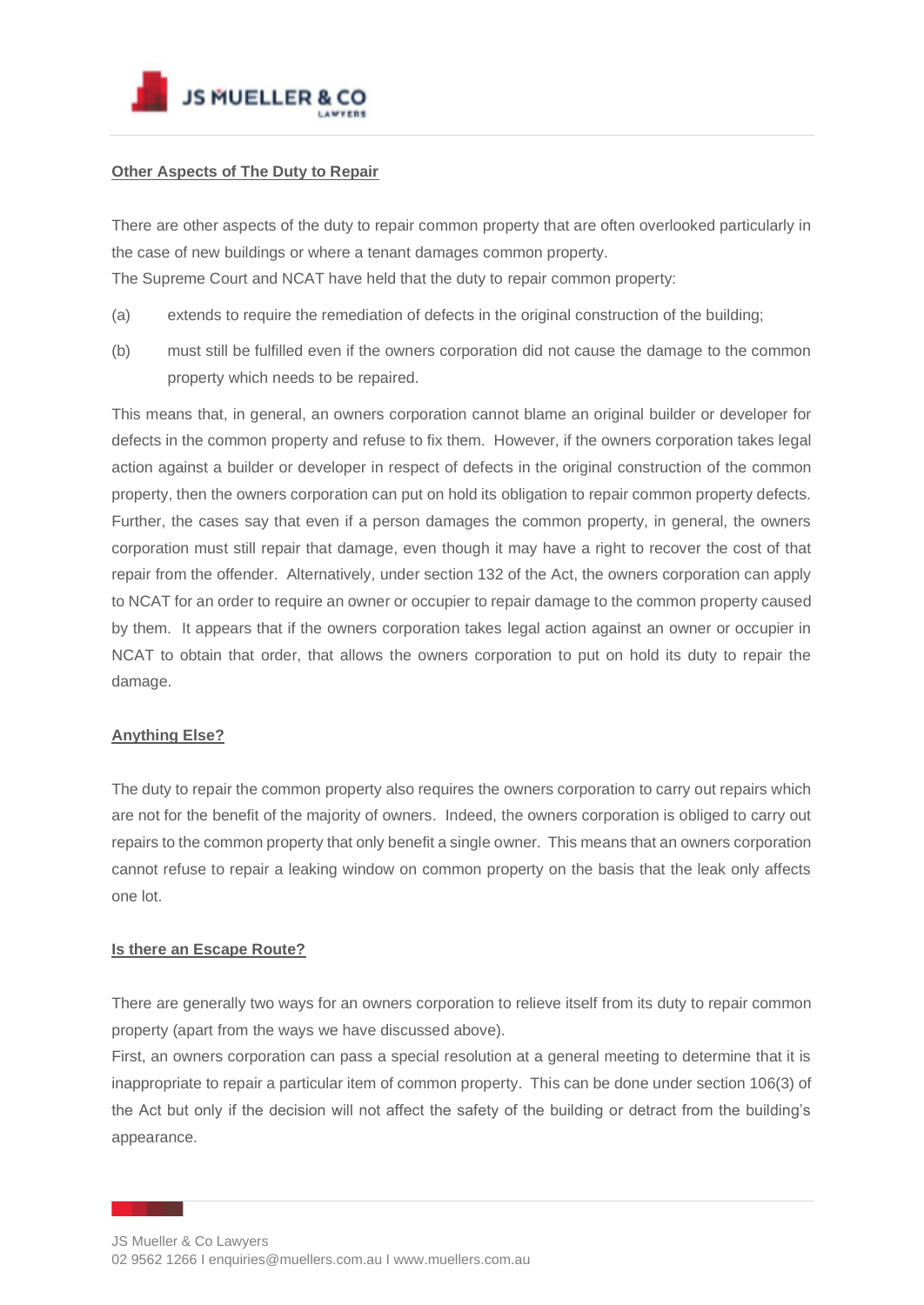**Other Aspects of The Duty to Repair**

There are other aspects of the duty to repair common property that are often overlooked particularly in the case of new buildings or where a tenant damages common property.

The Supreme Court and NCAT have held that the duty to repair common property:

(a) extends to require the remediation of defects in the original construction of the building;

(b) must still be fulfilled even if the owners corporation did not cause the damage to the common property which needs to be repaired.

This means that, in general, an owners corporation cannot blame an original builder or developer for defects in the common property and refuse to fix them. However, if the owners corporation takes legal action against a builder or developer in respect of defects in the original construction of the common property, then the owners corporation can put on hold its obligation to repair common property defects. Further, the cases say that even if a person damages the common property, in general, the owners corporation must still repair that damage, even though it may have a right to recover the cost of that repair from the offender. Alternatively, under section 132 of the Act, the owners corporation can apply to NCAT for an order to require an owner or occupier to repair damage to the common property caused by them. It appears that if the owners corporation takes legal action against an owner or occupier in NCAT to obtain that order, that allows the owners corporation to put on hold its duty to repair the damage.

**Anything Else?**

The duty to repair the common property also requires the owners corporation to carry out repairs which are not for the benefit of the majority of owners. Indeed, the owners corporation is obliged to carry out repairs to the common property that only benefit a single owner. This means that an owners corporation cannot refuse to repair a leaking window on common property on the basis that the leak only affects one lot.

**Is there an Escape Route?**

There are generally two ways for an owners corporation to relieve itself from its duty to repair common property (apart from the ways we have discussed above).

First, an owners corporation can pass a special resolution at a general meeting to determine that it is inappropriate to repair a particular item of common property. This can be done under section 106(3) of the Act but only if the decision will not affect the safety of the building or detract from the building's appearance.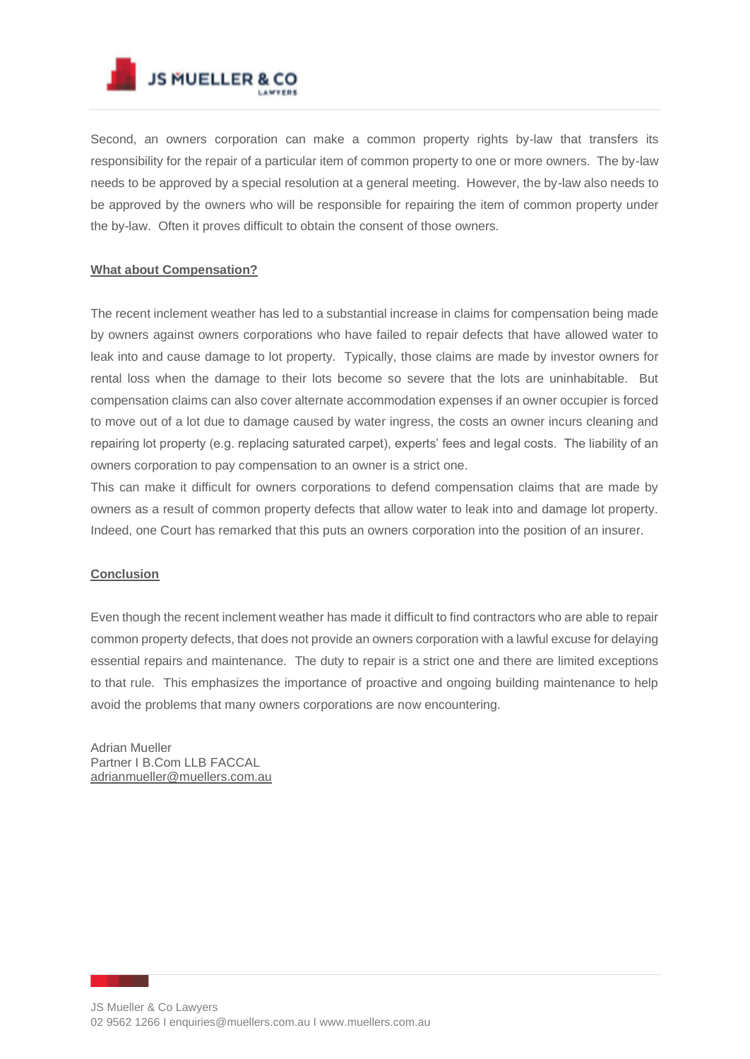Second, an owners corporation can make a common property rights by-law that transfers its responsibility for the repair of a particular item of common property to one or more owners. The by-law needs to be approved by a special resolution at a general meeting. However, the by-law also needs to be approved by the owners who will be responsible for repairing the item of common property under the by-law. Often it proves difficult to obtain the consent of those owners.

## What about Compensation?

The recent inclement weather has led to a substantial increase in claims for compensation being made by owners against owners corporations who have failed to repair defects that have allowed water to leak into and cause damage to lot property. Typically, those claims are made by investor owners for rental loss when the damage to their lots become so severe that the lots are uninhabitable. But compensation claims can also cover alternate accommodation expenses if an owner occupier is forced to move out of a lot due to damage caused by water ingress, the costs an owner incurs cleaning and repairing lot property (e.g. replacing saturated carpet), experts' fees and legal costs. The liability of an owners corporation to pay compensation to an owner is a strict one.

This can make it difficult for owners corporations to defend compensation claims that are made by owners as a result of common property defects that allow water to leak into and damage lot property. Indeed, one Court has remarked that this puts an owners corporation into the position of an insurer.

## Conclusion

Even though the recent inclement weather has made it difficult to find contractors who are able to repair common property defects, that does not provide an owners corporation with a lawful excuse for delaying essential repairs and maintenance. The duty to repair is a strict one and there are limited exceptions to that rule. This emphasizes the importance of proactive and ongoing building maintenance to help avoid the problems that many owners corporations are now encountering.

Adrian Mueller
Partner I B.Com LLB FACCAL
adrianmueller@muellers.com.au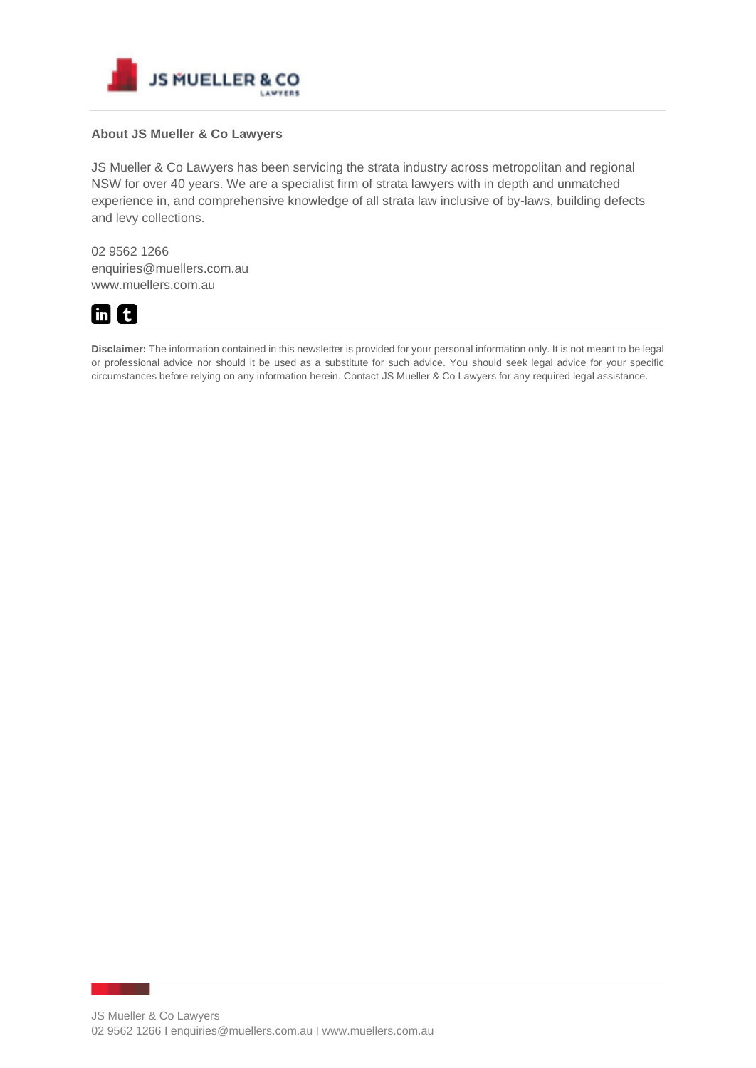**About JS Mueller & Co Lawyers**

JS Mueller & Co Lawyers has been servicing the strata industry across metropolitan and regional NSW for over 40 years. We are a specialist firm of strata lawyers with in depth and unmatched experience in, and comprehensive knowledge of all strata law inclusive of by-laws, building defects and levy collections.

02 9562 1266
enquiries@muellers.com.au
www.muellers.com.au

**Disclaimer:** The information contained in this newsletter is provided for your personal information only. It is not meant to be legal or professional advice nor should it be used as a substitute for such advice. You should seek legal advice for your specific circumstances before relying on any information herein. Contact JS Mueller & Co Lawyers for any required legal assistance.